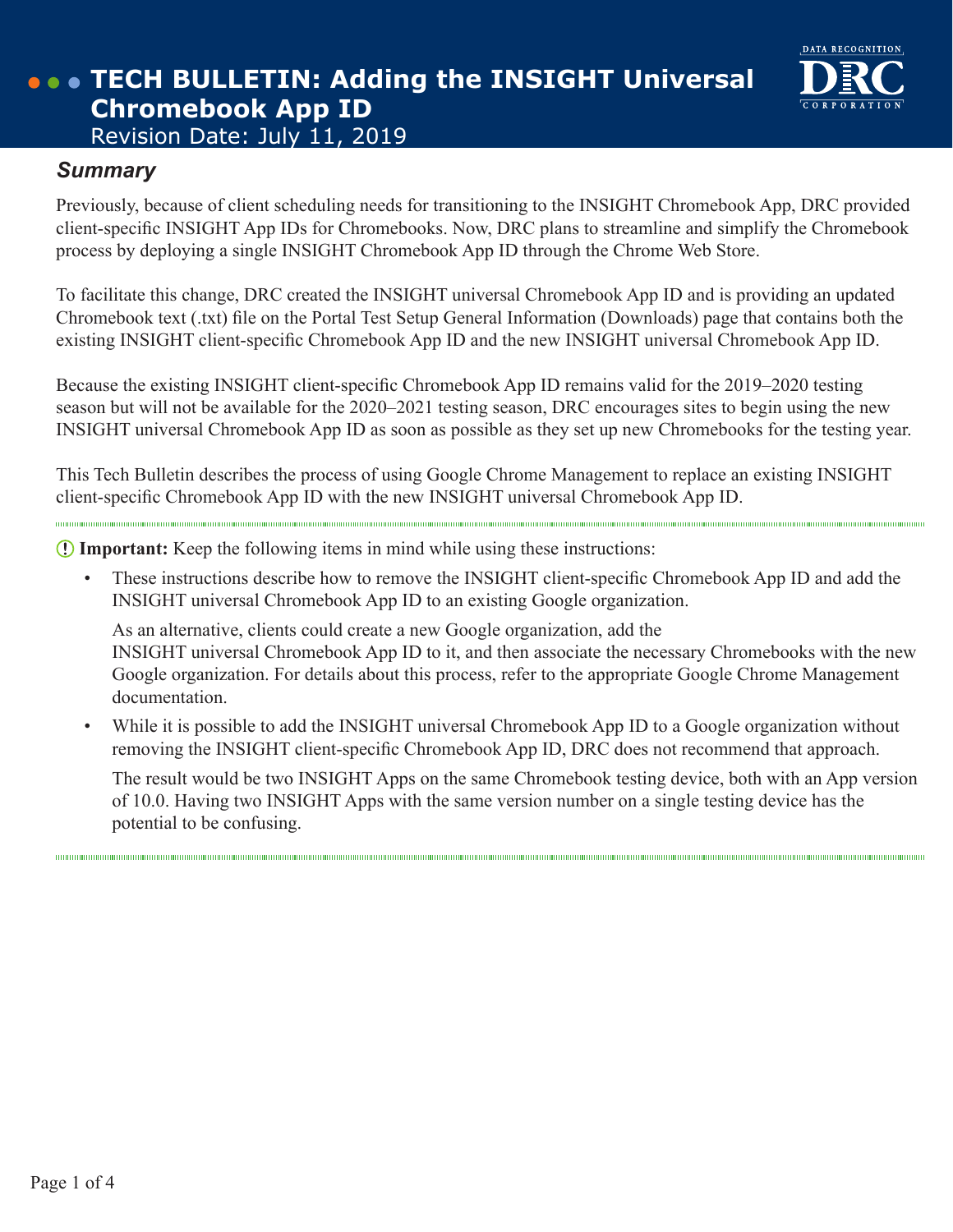# TECH BULLETIN: Adding the INSIGHT Universal Chromebook App ID

Revision Date: July 11, 2019

## *Summary*

Previously, because of client scheduling needs for transitioning to the INSIGHT Chromebook App, DRC provided client-specific INSIGHT App IDs for Chromebooks. Now, DRC plans to streamline and simplify the Chromebook process by deploying a single INSIGHT Chromebook App ID through the Chrome Web Store.

To facilitate this change, DRC created the INSIGHT universal Chromebook App ID and is providing an updated Chromebook text (.txt) file on the Portal Test Setup General Information (Downloads) page that contains both the existing INSIGHT client-specific Chromebook App ID and the new INSIGHT universal Chromebook App ID.

Because the existing INSIGHT client-specific Chromebook App ID remains valid for the 2019–2020 testing season but will not be available for the 2020–2021 testing season, DRC encourages sites to begin using the new INSIGHT universal Chromebook App ID as soon as possible as they set up new Chromebooks for the testing year.

This Tech Bulletin describes the process of using Google Chrome Management to replace an existing INSIGHT client-specific Chromebook App ID with the new INSIGHT universal Chromebook App ID.

---

**Important:** Keep the following items in mind while using these instructions:

- These instructions describe how to remove the INSIGHT client-specific Chromebook App ID and add the INSIGHT universal Chromebook App ID to an existing Google organization.

  As an alternative, clients could create a new Google organization, add the INSIGHT universal Chromebook App ID to it, and then associate the necessary Chromebooks with the new Google organization. For details about this process, refer to the appropriate Google Chrome Management documentation.

- While it is possible to add the INSIGHT universal Chromebook App ID to a Google organization without removing the INSIGHT client-specific Chromebook App ID, DRC does not recommend that approach.

  The result would be two INSIGHT Apps on the same Chromebook testing device, both with an App version of 10.0. Having two INSIGHT Apps with the same version number on a single testing device has the potential to be confusing.

---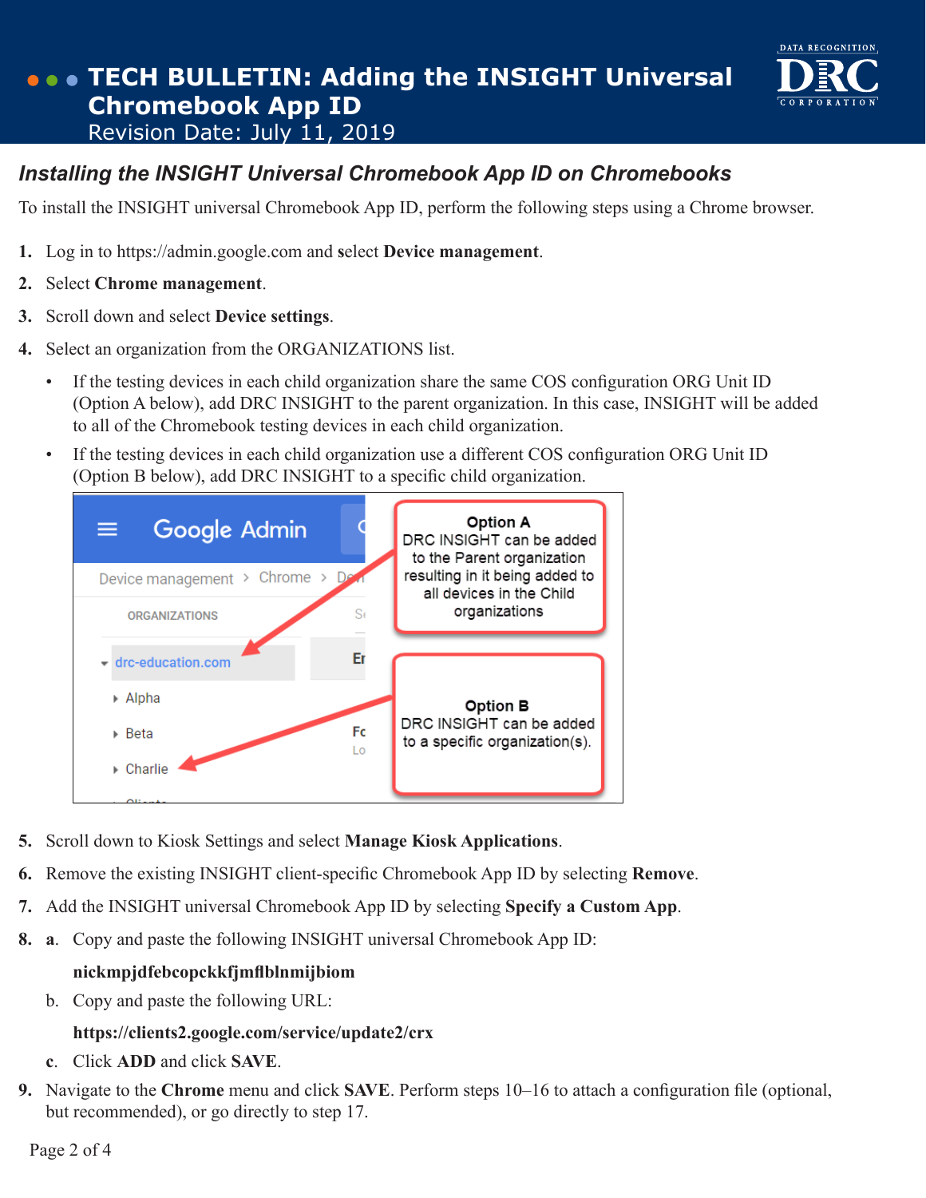## *Installing the INSIGHT Universal Chromebook App ID on Chromebooks*

To install the INSIGHT universal Chromebook App ID, perform the following steps using a Chrome browser.

1. Log in to https://admin.google.com and select **Device management**.
2. Select **Chrome management**.
3. Scroll down and select **Device settings**.
4. Select an organization from the ORGANIZATIONS list.
   - If the testing devices in each child organization share the same COS configuration ORG Unit ID (Option A below), add DRC INSIGHT to the parent organization. In this case, INSIGHT will be added to all of the Chromebook testing devices in each child organization.
   - If the testing devices in each child organization use a different COS configuration ORG Unit ID (Option B below), add DRC INSIGHT to a specific child organization.

**Option A**
DRC INSIGHT can be added to the Parent organization resulting in it being added to all devices in the Child organizations

**Option B**
DRC INSIGHT can be added to a specific organization(s).

5. Scroll down to Kiosk Settings and select **Manage Kiosk Applications**.
6. Remove the existing INSIGHT client-specific Chromebook App ID by selecting **Remove**.
7. Add the INSIGHT universal Chromebook App ID by selecting **Specify a Custom App**.
8. **a**. Copy and paste the following INSIGHT universal Chromebook App ID:

   **nickmpjdfebcopckkfjmflblnmijbiom**

   b. Copy and paste the following URL:

   **https://clients2.google.com/service/update2/crx**

   **c**. Click **ADD** and click **SAVE**.
9. Navigate to the **Chrome** menu and click **SAVE**. Perform steps 10–16 to attach a configuration file (optional, but recommended), or go directly to step 17.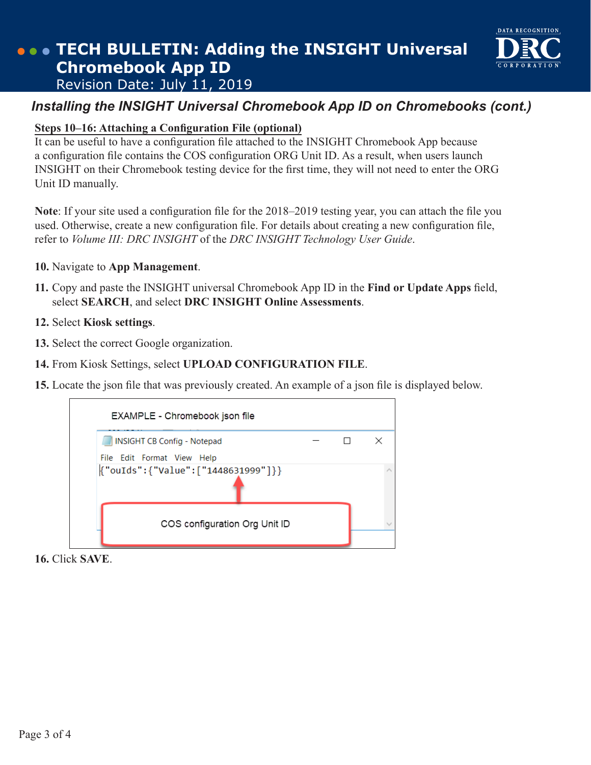# TECH BULLETIN: Adding the INSIGHT Universal Chromebook App ID

Revision Date: July 11, 2019

## *Installing the INSIGHT Universal Chromebook App ID on Chromebooks (cont.)*

### Steps 10–16: Attaching a Configuration File (optional)

It can be useful to have a configuration file attached to the INSIGHT Chromebook App because a configuration file contains the COS configuration ORG Unit ID. As a result, when users launch INSIGHT on their Chromebook testing device for the first time, they will not need to enter the ORG Unit ID manually.

**Note**: If your site used a configuration file for the 2018–2019 testing year, you can attach the file you used. Otherwise, create a new configuration file. For details about creating a new configuration file, refer to *Volume III: DRC INSIGHT* of the *DRC INSIGHT Technology User Guide*.

10. Navigate to **App Management**.
11. Copy and paste the INSIGHT universal Chromebook App ID in the **Find or Update Apps** field, select **SEARCH**, and select **DRC INSIGHT Online Assessments**.
12. Select **Kiosk settings**.
13. Select the correct Google organization.
14. From Kiosk Settings, select **UPLOAD CONFIGURATION FILE**.
15. Locate the json file that was previously created. An example of a json file is displayed below.

EXAMPLE - Chromebook json file

INSIGHT CB Config - Notepad

```
{"ouIds":{"Value":["1448631999"]}}
```

COS configuration Org Unit ID

16. Click **SAVE**.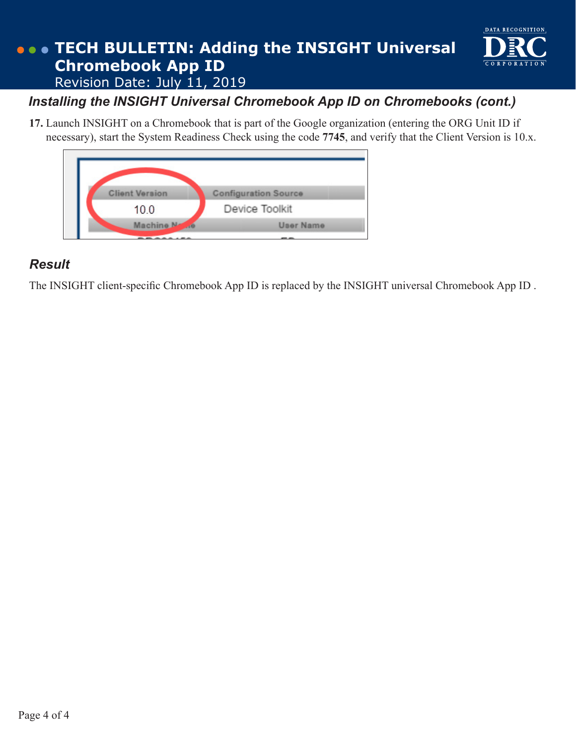## Installing the INSIGHT Universal Chromebook App ID on Chromebooks (cont.)

**17.** Launch INSIGHT on a Chromebook that is part of the Google organization (entering the ORG Unit ID if necessary), start the System Readiness Check using the code **7745**, and verify that the Client Version is 10.x.

## Result

The INSIGHT client-specific Chromebook App ID is replaced by the INSIGHT universal Chromebook App ID .